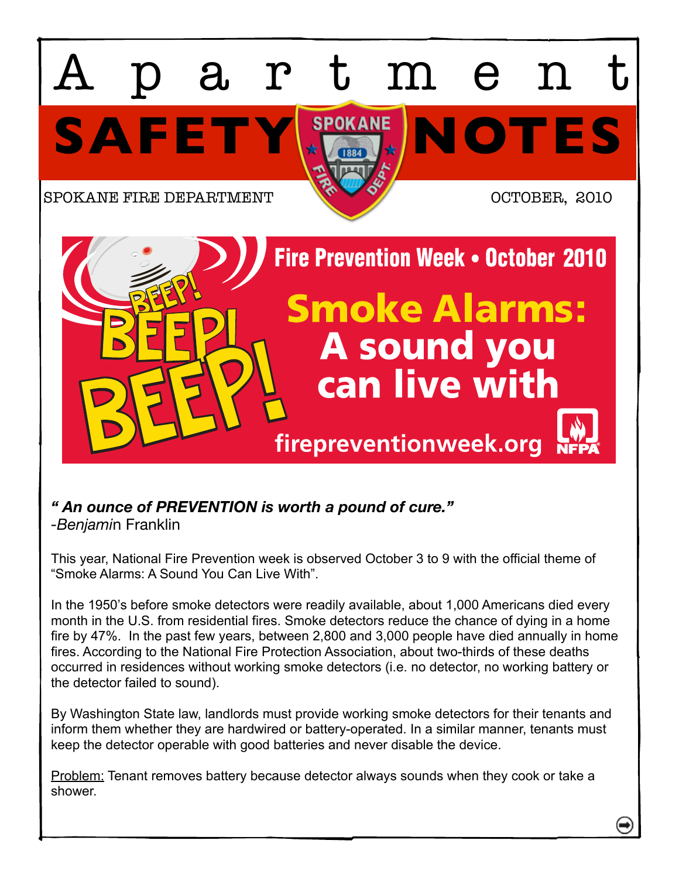# Apartment SAFETY NOTES

SPOKANE FIRE DEPARTMENT

OCTOBER, 2010

## Fire Prevention Week • October 2010

## Smoke Alarms: A sound you can live with

BEEP! BEEP! BEEP!

firepreventionweek.org

NFPA

***" An ounce of PREVENTION is worth a pound of cure."***
*-Benjamin* Franklin

This year, National Fire Prevention week is observed October 3 to 9 with the official theme of "Smoke Alarms: A Sound You Can Live With".

In the 1950's before smoke detectors were readily available, about 1,000 Americans died every month in the U.S. from residential fires. Smoke detectors reduce the chance of dying in a home fire by 47%. In the past few years, between 2,800 and 3,000 people have died annually in home fires. According to the National Fire Protection Association, about two-thirds of these deaths occurred in residences without working smoke detectors (i.e. no detector, no working battery or the detector failed to sound).

By Washington State law, landlords must provide working smoke detectors for their tenants and inform them whether they are hardwired or battery-operated. In a similar manner, tenants must keep the detector operable with good batteries and never disable the device.

<u>Problem:</u> Tenant removes battery because detector always sounds when they cook or take a shower.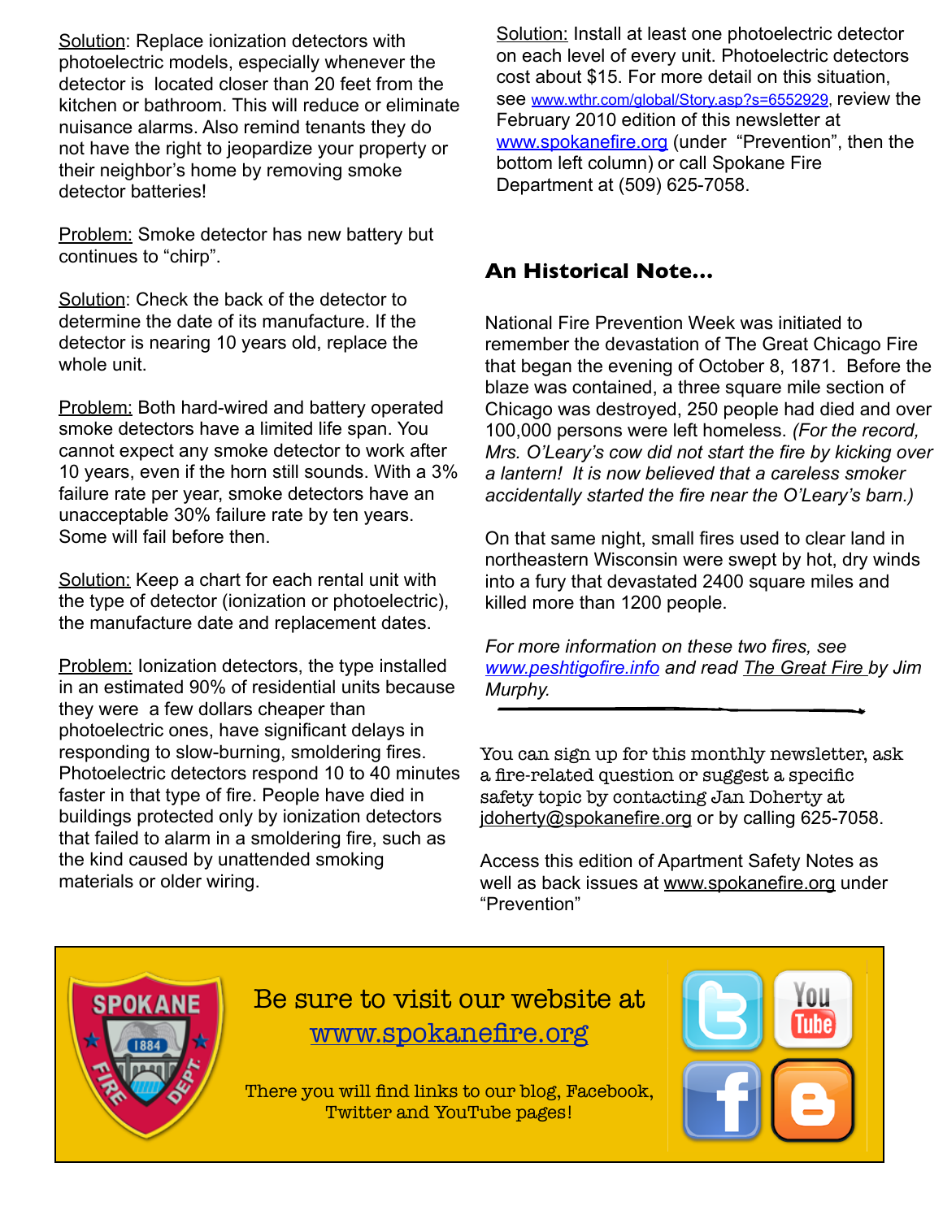Solution: Replace ionization detectors with photoelectric models, especially whenever the detector is located closer than 20 feet from the kitchen or bathroom. This will reduce or eliminate nuisance alarms. Also remind tenants they do not have the right to jeopardize your property or their neighbor's home by removing smoke detector batteries!

Problem: Smoke detector has new battery but continues to "chirp".

Solution: Check the back of the detector to determine the date of its manufacture. If the detector is nearing 10 years old, replace the whole unit.

Problem: Both hard-wired and battery operated smoke detectors have a limited life span. You cannot expect any smoke detector to work after 10 years, even if the horn still sounds. With a 3% failure rate per year, smoke detectors have an unacceptable 30% failure rate by ten years. Some will fail before then.

Solution: Keep a chart for each rental unit with the type of detector (ionization or photoelectric), the manufacture date and replacement dates.

Problem: Ionization detectors, the type installed in an estimated 90% of residential units because they were a few dollars cheaper than photoelectric ones, have significant delays in responding to slow-burning, smoldering fires. Photoelectric detectors respond 10 to 40 minutes faster in that type of fire. People have died in buildings protected only by ionization detectors that failed to alarm in a smoldering fire, such as the kind caused by unattended smoking materials or older wiring.

Solution: Install at least one photoelectric detector on each level of every unit. Photoelectric detectors cost about $15. For more detail on this situation, see www.wthr.com/global/Story.asp?s=6552929, review the February 2010 edition of this newsletter at www.spokanefire.org (under "Prevention", then the bottom left column) or call Spokane Fire Department at (509) 625-7058.

## An Historical Note...

National Fire Prevention Week was initiated to remember the devastation of The Great Chicago Fire that began the evening of October 8, 1871. Before the blaze was contained, a three square mile section of Chicago was destroyed, 250 people had died and over 100,000 persons were left homeless. *(For the record, Mrs. O'Leary's cow did not start the fire by kicking over a lantern! It is now believed that a careless smoker accidentally started the fire near the O'Leary's barn.)*

On that same night, small fires used to clear land in northeastern Wisconsin were swept by hot, dry winds into a fury that devastated 2400 square miles and killed more than 1200 people.

*For more information on these two fires, see www.peshtigofire.info and read The Great Fire by Jim Murphy.*

---

You can sign up for this monthly newsletter, ask a fire-related question or suggest a specific safety topic by contacting Jan Doherty at jdoherty@spokanefire.org or by calling 625-7058.

Access this edition of Apartment Safety Notes as well as back issues at www.spokanefire.org under "Prevention"

SPOKANE FIRE DEPT. 1884

Be sure to visit our website at www.spokanefire.org

There you will find links to our blog, Facebook, Twitter and YouTube pages!